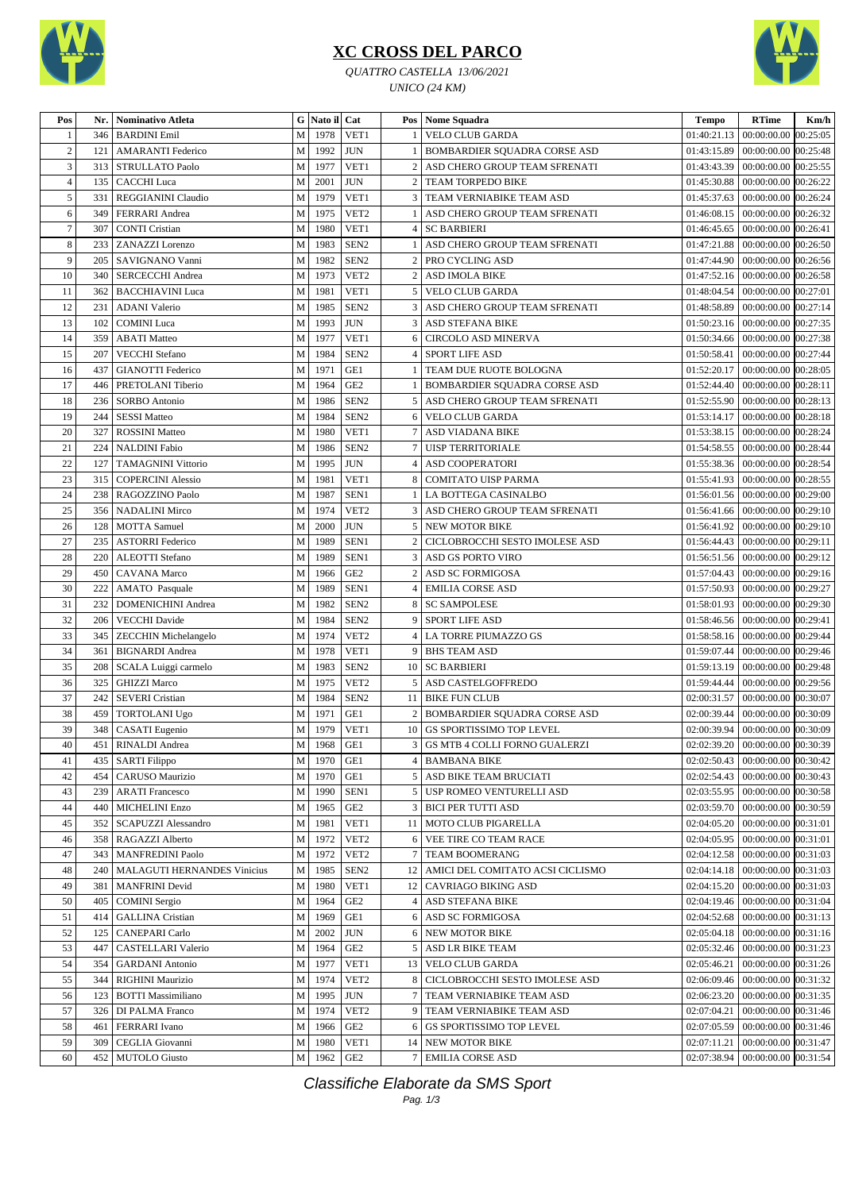# XC CROSS DEL PARCO

*QUATTRO CASTELLA 13/06/2021*

*UNICO (24 KM)*

| Pos | Nr. | Nominativo Atleta | G | Nato il | Cat | Pos | Nome Squadra | Tempo | RTime | Km/h |
|---|---|---|---|---|---|---|---|---|---|---|
| 1 | 346 | BARDINI Emil | M | 1978 | VET1 | 1 | VELO CLUB GARDA | 01:40:21.13 | 00:00:00.00 | 00:25:05 |
| 2 | 121 | AMARANTI Federico | M | 1992 | JUN | 1 | BOMBARDIER SQUADRA CORSE ASD | 01:43:15.89 | 00:00:00.00 | 00:25:48 |
| 3 | 313 | STRULLATO Paolo | M | 1977 | VET1 | 2 | ASD CHERO GROUP TEAM SFRENATI | 01:43:43.39 | 00:00:00.00 | 00:25:55 |
| 4 | 135 | CACCHI Luca | M | 2001 | JUN | 2 | TEAM TORPEDO BIKE | 01:45:30.88 | 00:00:00.00 | 00:26:22 |
| 5 | 331 | REGGIANINI Claudio | M | 1979 | VET1 | 3 | TEAM VERNIABIKE TEAM ASD | 01:45:37.63 | 00:00:00.00 | 00:26:24 |
| 6 | 349 | FERRARI Andrea | M | 1975 | VET2 | 1 | ASD CHERO GROUP TEAM SFRENATI | 01:46:08.15 | 00:00:00.00 | 00:26:32 |
| 7 | 307 | CONTI Cristian | M | 1980 | VET1 | 4 | SC BARBIERI | 01:46:45.65 | 00:00:00.00 | 00:26:41 |
| 8 | 233 | ZANAZZI Lorenzo | M | 1983 | SEN2 | 1 | ASD CHERO GROUP TEAM SFRENATI | 01:47:21.88 | 00:00:00.00 | 00:26:50 |
| 9 | 205 | SAVIGNANO Vanni | M | 1982 | SEN2 | 2 | PRO CYCLING ASD | 01:47:44.90 | 00:00:00.00 | 00:26:56 |
| 10 | 340 | SERCECCHI Andrea | M | 1973 | VET2 | 2 | ASD IMOLA BIKE | 01:47:52.16 | 00:00:00.00 | 00:26:58 |
| 11 | 362 | BACCHIAVINI Luca | M | 1981 | VET1 | 5 | VELO CLUB GARDA | 01:48:04.54 | 00:00:00.00 | 00:27:01 |
| 12 | 231 | ADANI Valerio | M | 1985 | SEN2 | 3 | ASD CHERO GROUP TEAM SFRENATI | 01:48:58.89 | 00:00:00.00 | 00:27:14 |
| 13 | 102 | COMINI Luca | M | 1993 | JUN | 3 | ASD STEFANA BIKE | 01:50:23.16 | 00:00:00.00 | 00:27:35 |
| 14 | 359 | ABATI Matteo | M | 1977 | VET1 | 6 | CIRCOLO ASD MINERVA | 01:50:34.66 | 00:00:00.00 | 00:27:38 |
| 15 | 207 | VECCHI Stefano | M | 1984 | SEN2 | 4 | SPORT LIFE ASD | 01:50:58.41 | 00:00:00.00 | 00:27:44 |
| 16 | 437 | GIANOTTI Federico | M | 1971 | GE1 | 1 | TEAM DUE RUOTE BOLOGNA | 01:52:20.17 | 00:00:00.00 | 00:28:05 |
| 17 | 446 | PRETOLANI Tiberio | M | 1964 | GE2 | 1 | BOMBARDIER SQUADRA CORSE ASD | 01:52:44.40 | 00:00:00.00 | 00:28:11 |
| 18 | 236 | SORBO Antonio | M | 1986 | SEN2 | 5 | ASD CHERO GROUP TEAM SFRENATI | 01:52:55.90 | 00:00:00.00 | 00:28:13 |
| 19 | 244 | SESSI Matteo | M | 1984 | SEN2 | 6 | VELO CLUB GARDA | 01:53:14.17 | 00:00:00.00 | 00:28:18 |
| 20 | 327 | ROSSINI Matteo | M | 1980 | VET1 | 7 | ASD VIADANA BIKE | 01:53:38.15 | 00:00:00.00 | 00:28:24 |
| 21 | 224 | NALDINI Fabio | M | 1986 | SEN2 | 7 | UISP TERRITORIALE | 01:54:58.55 | 00:00:00.00 | 00:28:44 |
| 22 | 127 | TAMAGNINI Vittorio | M | 1995 | JUN | 4 | ASD COOPERATORI | 01:55:38.36 | 00:00:00.00 | 00:28:54 |
| 23 | 315 | COPERCINI Alessio | M | 1981 | VET1 | 8 | COMITATO UISP PARMA | 01:55:41.93 | 00:00:00.00 | 00:28:55 |
| 24 | 238 | RAGOZZINO Paolo | M | 1987 | SEN1 | 1 | LA BOTTEGA CASINALBO | 01:56:01.56 | 00:00:00.00 | 00:29:00 |
| 25 | 356 | NADALINI Mirco | M | 1974 | VET2 | 3 | ASD CHERO GROUP TEAM SFRENATI | 01:56:41.66 | 00:00:00.00 | 00:29:10 |
| 26 | 128 | MOTTA Samuel | M | 2000 | JUN | 5 | NEW MOTOR BIKE | 01:56:41.92 | 00:00:00.00 | 00:29:10 |
| 27 | 235 | ASTORRI Federico | M | 1989 | SEN1 | 2 | CICLOBROCCHI SESTO IMOLESE ASD | 01:56:44.43 | 00:00:00.00 | 00:29:11 |
| 28 | 220 | ALEOTTI Stefano | M | 1989 | SEN1 | 3 | ASD GS PORTO VIRO | 01:56:51.56 | 00:00:00.00 | 00:29:12 |
| 29 | 450 | CAVANA Marco | M | 1966 | GE2 | 2 | ASD SC FORMIGOSA | 01:57:04.43 | 00:00:00.00 | 00:29:16 |
| 30 | 222 | AMATO Pasquale | M | 1989 | SEN1 | 4 | EMILIA CORSE ASD | 01:57:50.93 | 00:00:00.00 | 00:29:27 |
| 31 | 232 | DOMENICHINI Andrea | M | 1982 | SEN2 | 8 | SC SAMPOLESE | 01:58:01.93 | 00:00:00.00 | 00:29:30 |
| 32 | 206 | VECCHI Davide | M | 1984 | SEN2 | 9 | SPORT LIFE ASD | 01:58:46.56 | 00:00:00.00 | 00:29:41 |
| 33 | 345 | ZECCHIN Michelangelo | M | 1974 | VET2 | 4 | LA TORRE PIUMAZZO GS | 01:58:58.16 | 00:00:00.00 | 00:29:44 |
| 34 | 361 | BIGNARDI Andrea | M | 1978 | VET1 | 9 | BHS TEAM ASD | 01:59:07.44 | 00:00:00.00 | 00:29:46 |
| 35 | 208 | SCALA Luiggi carmelo | M | 1983 | SEN2 | 10 | SC BARBIERI | 01:59:13.19 | 00:00:00.00 | 00:29:48 |
| 36 | 325 | GHIZZI Marco | M | 1975 | VET2 | 5 | ASD CASTELGOFFREDO | 01:59:44.44 | 00:00:00.00 | 00:29:56 |
| 37 | 242 | SEVERI Cristian | M | 1984 | SEN2 | 11 | BIKE FUN CLUB | 02:00:31.57 | 00:00:00.00 | 00:30:07 |
| 38 | 459 | TORTOLANI Ugo | M | 1971 | GE1 | 2 | BOMBARDIER SQUADRA CORSE ASD | 02:00:39.44 | 00:00:00.00 | 00:30:09 |
| 39 | 348 | CASATI Eugenio | M | 1979 | VET1 | 10 | GS SPORTISSIMO TOP LEVEL | 02:00:39.94 | 00:00:00.00 | 00:30:09 |
| 40 | 451 | RINALDI Andrea | M | 1968 | GE1 | 3 | GS MTB 4 COLLI FORNO GUALERZI | 02:02:39.20 | 00:00:00.00 | 00:30:39 |
| 41 | 435 | SARTI Filippo | M | 1970 | GE1 | 4 | BAMBANA BIKE | 02:02:50.43 | 00:00:00.00 | 00:30:42 |
| 42 | 454 | CARUSO Maurizio | M | 1970 | GE1 | 5 | ASD BIKE TEAM BRUCIATI | 02:02:54.43 | 00:00:00.00 | 00:30:43 |
| 43 | 239 | ARATI Francesco | M | 1990 | SEN1 | 5 | USP ROMEO VENTURELLI ASD | 02:03:55.95 | 00:00:00.00 | 00:30:58 |
| 44 | 440 | MICHELINI Enzo | M | 1965 | GE2 | 3 | BICI PER TUTTI ASD | 02:03:59.70 | 00:00:00.00 | 00:30:59 |
| 45 | 352 | SCAPUZZI Alessandro | M | 1981 | VET1 | 11 | MOTO CLUB PIGARELLA | 02:04:05.20 | 00:00:00.00 | 00:31:01 |
| 46 | 358 | RAGAZZI Alberto | M | 1972 | VET2 | 6 | VEE TIRE CO TEAM RACE | 02:04:05.95 | 00:00:00.00 | 00:31:01 |
| 47 | 343 | MANFREDINI Paolo | M | 1972 | VET2 | 7 | TEAM BOOMERANG | 02:04:12.58 | 00:00:00.00 | 00:31:03 |
| 48 | 240 | MALAGUTI HERNANDES Vinicius | M | 1985 | SEN2 | 12 | AMICI DEL COMITATO ACSI CICLISMO | 02:04:14.18 | 00:00:00.00 | 00:31:03 |
| 49 | 381 | MANFRINI Devid | M | 1980 | VET1 | 12 | CAVRIAGO BIKING ASD | 02:04:15.20 | 00:00:00.00 | 00:31:03 |
| 50 | 405 | COMINI Sergio | M | 1964 | GE2 | 4 | ASD STEFANA BIKE | 02:04:19.46 | 00:00:00.00 | 00:31:04 |
| 51 | 414 | GALLINA Cristian | M | 1969 | GE1 | 6 | ASD SC FORMIGOSA | 02:04:52.68 | 00:00:00.00 | 00:31:13 |
| 52 | 125 | CANEPARI Carlo | M | 2002 | JUN | 6 | NEW MOTOR BIKE | 02:05:04.18 | 00:00:00.00 | 00:31:16 |
| 53 | 447 | CASTELLARI Valerio | M | 1964 | GE2 | 5 | ASD LR BIKE TEAM | 02:05:32.46 | 00:00:00.00 | 00:31:23 |
| 54 | 354 | GARDANI Antonio | M | 1977 | VET1 | 13 | VELO CLUB GARDA | 02:05:46.21 | 00:00:00.00 | 00:31:26 |
| 55 | 344 | RIGHINI Maurizio | M | 1974 | VET2 | 8 | CICLOBROCCHI SESTO IMOLESE ASD | 02:06:09.46 | 00:00:00.00 | 00:31:32 |
| 56 | 123 | BOTTI Massimiliano | M | 1995 | JUN | 7 | TEAM VERNIABIKE TEAM ASD | 02:06:23.20 | 00:00:00.00 | 00:31:35 |
| 57 | 326 | DI PALMA Franco | M | 1974 | VET2 | 9 | TEAM VERNIABIKE TEAM ASD | 02:07:04.21 | 00:00:00.00 | 00:31:46 |
| 58 | 461 | FERRARI Ivano | M | 1966 | GE2 | 6 | GS SPORTISSIMO TOP LEVEL | 02:07:05.59 | 00:00:00.00 | 00:31:46 |
| 59 | 309 | CEGLIA Giovanni | M | 1980 | VET1 | 14 | NEW MOTOR BIKE | 02:07:11.21 | 00:00:00.00 | 00:31:47 |
| 60 | 452 | MUTOLO Giusto | M | 1962 | GE2 | 7 | EMILIA CORSE ASD | 02:07:38.94 | 00:00:00.00 | 00:31:54 |

*Classifiche Elaborate da SMS Sport*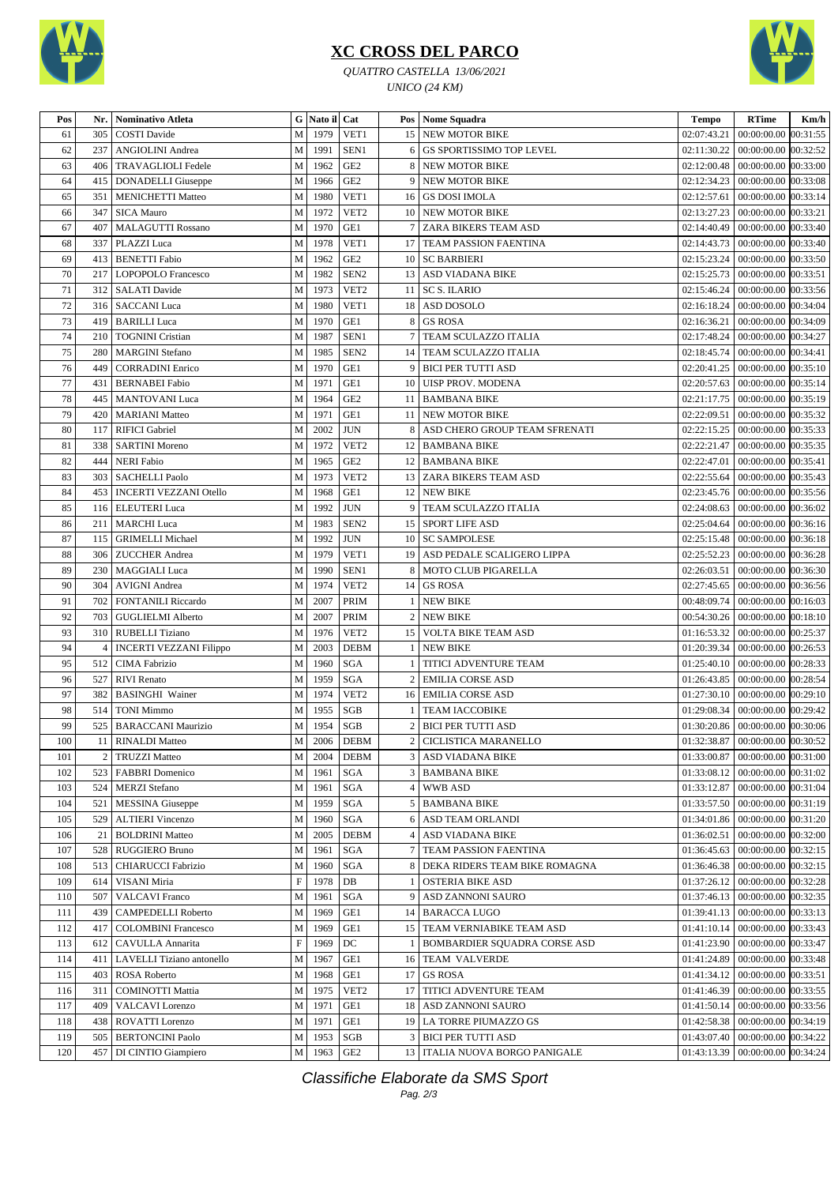# XC CROSS DEL PARCO

*QUATTRO CASTELLA 13/06/2021*

*UNICO (24 KM)*

| Pos | Nr. | Nominativo Atleta | G | Nato il | Cat | Pos | Nome Squadra | Tempo | RTime | Km/h |
|---|---|---|---|---|---|---|---|---|---|---|
| 61 | 305 | COSTI Davide | M | 1979 | VET1 | 15 | NEW MOTOR BIKE | 02:07:43.21 | 00:00:00.00 | 00:31:55 |
| 62 | 237 | ANGIOLINI Andrea | M | 1991 | SEN1 | 6 | GS SPORTISSIMO TOP LEVEL | 02:11:30.22 | 00:00:00.00 | 00:32:52 |
| 63 | 406 | TRAVAGLIOLI Fedele | M | 1962 | GE2 | 8 | NEW MOTOR BIKE | 02:12:00.48 | 00:00:00.00 | 00:33:00 |
| 64 | 415 | DONADELLI Giuseppe | M | 1966 | GE2 | 9 | NEW MOTOR BIKE | 02:12:34.23 | 00:00:00.00 | 00:33:08 |
| 65 | 351 | MENICHETTI Matteo | M | 1980 | VET1 | 16 | GS DOSI IMOLA | 02:12:57.61 | 00:00:00.00 | 00:33:14 |
| 66 | 347 | SICA Mauro | M | 1972 | VET2 | 10 | NEW MOTOR BIKE | 02:13:27.23 | 00:00:00.00 | 00:33:21 |
| 67 | 407 | MALAGUTTI Rossano | M | 1970 | GE1 | 7 | ZARA BIKERS TEAM ASD | 02:14:40.49 | 00:00:00.00 | 00:33:40 |
| 68 | 337 | PLAZZI Luca | M | 1978 | VET1 | 17 | TEAM PASSION FAENTINA | 02:14:43.73 | 00:00:00.00 | 00:33:40 |
| 69 | 413 | BENETTI Fabio | M | 1962 | GE2 | 10 | SC BARBIERI | 02:15:23.24 | 00:00:00.00 | 00:33:50 |
| 70 | 217 | LOPOPOLO Francesco | M | 1982 | SEN2 | 13 | ASD VIADANA BIKE | 02:15:25.73 | 00:00:00.00 | 00:33:51 |
| 71 | 312 | SALATI Davide | M | 1973 | VET2 | 11 | SC S. ILARIO | 02:15:46.24 | 00:00:00.00 | 00:33:56 |
| 72 | 316 | SACCANI Luca | M | 1980 | VET1 | 18 | ASD DOSOLO | 02:16:18.24 | 00:00:00.00 | 00:34:04 |
| 73 | 419 | BARILLI Luca | M | 1970 | GE1 | 8 | GS ROSA | 02:16:36.21 | 00:00:00.00 | 00:34:09 |
| 74 | 210 | TOGNINI Cristian | M | 1987 | SEN1 | 7 | TEAM SCULAZZO ITALIA | 02:17:48.24 | 00:00:00.00 | 00:34:27 |
| 75 | 280 | MARGINI Stefano | M | 1985 | SEN2 | 14 | TEAM SCULAZZO ITALIA | 02:18:45.74 | 00:00:00.00 | 00:34:41 |
| 76 | 449 | CORRADINI Enrico | M | 1970 | GE1 | 9 | BICI PER TUTTI ASD | 02:20:41.25 | 00:00:00.00 | 00:35:10 |
| 77 | 431 | BERNABEI Fabio | M | 1971 | GE1 | 10 | UISP PROV. MODENA | 02:20:57.63 | 00:00:00.00 | 00:35:14 |
| 78 | 445 | MANTOVANI Luca | M | 1964 | GE2 | 11 | BAMBANA BIKE | 02:21:17.75 | 00:00:00.00 | 00:35:19 |
| 79 | 420 | MARIANI Matteo | M | 1971 | GE1 | 11 | NEW MOTOR BIKE | 02:22:09.51 | 00:00:00.00 | 00:35:32 |
| 80 | 117 | RIFICI Gabriel | M | 2002 | JUN | 8 | ASD CHERO GROUP TEAM SFRENATI | 02:22:15.25 | 00:00:00.00 | 00:35:33 |
| 81 | 338 | SARTINI Moreno | M | 1972 | VET2 | 12 | BAMBANA BIKE | 02:22:21.47 | 00:00:00.00 | 00:35:35 |
| 82 | 444 | NERI Fabio | M | 1965 | GE2 | 12 | BAMBANA BIKE | 02:22:47.01 | 00:00:00.00 | 00:35:41 |
| 83 | 303 | SACHELLI Paolo | M | 1973 | VET2 | 13 | ZARA BIKERS TEAM ASD | 02:22:55.64 | 00:00:00.00 | 00:35:43 |
| 84 | 453 | INCERTI VEZZANI Otello | M | 1968 | GE1 | 12 | NEW BIKE | 02:23:45.76 | 00:00:00.00 | 00:35:56 |
| 85 | 116 | ELEUTERI Luca | M | 1992 | JUN | 9 | TEAM SCULAZZO ITALIA | 02:24:08.63 | 00:00:00.00 | 00:36:02 |
| 86 | 211 | MARCHI Luca | M | 1983 | SEN2 | 15 | SPORT LIFE ASD | 02:25:04.64 | 00:00:00.00 | 00:36:16 |
| 87 | 115 | GRIMELLI Michael | M | 1992 | JUN | 10 | SC SAMPOLESE | 02:25:15.48 | 00:00:00.00 | 00:36:18 |
| 88 | 306 | ZUCCHER Andrea | M | 1979 | VET1 | 19 | ASD PEDALE SCALIGERO LIPPA | 02:25:52.23 | 00:00:00.00 | 00:36:28 |
| 89 | 230 | MAGGIALI Luca | M | 1990 | SEN1 | 8 | MOTO CLUB PIGARELLA | 02:26:03.51 | 00:00:00.00 | 00:36:30 |
| 90 | 304 | AVIGNI Andrea | M | 1974 | VET2 | 14 | GS ROSA | 02:27:45.65 | 00:00:00.00 | 00:36:56 |
| 91 | 702 | FONTANILI Riccardo | M | 2007 | PRIM | 1 | NEW BIKE | 00:48:09.74 | 00:00:00.00 | 00:16:03 |
| 92 | 703 | GUGLIELMI Alberto | M | 2007 | PRIM | 2 | NEW BIKE | 00:54:30.26 | 00:00:00.00 | 00:18:10 |
| 93 | 310 | RUBELLI Tiziano | M | 1976 | VET2 | 15 | VOLTA BIKE TEAM ASD | 01:16:53.32 | 00:00:00.00 | 00:25:37 |
| 94 | 4 | INCERTI VEZZANI Filippo | M | 2003 | DEBM | 1 | NEW BIKE | 01:20:39.34 | 00:00:00.00 | 00:26:53 |
| 95 | 512 | CIMA Fabrizio | M | 1960 | SGA | 1 | TITICI ADVENTURE TEAM | 01:25:40.10 | 00:00:00.00 | 00:28:33 |
| 96 | 527 | RIVI Renato | M | 1959 | SGA | 2 | EMILIA CORSE ASD | 01:26:43.85 | 00:00:00.00 | 00:28:54 |
| 97 | 382 | BASINGHI Wainer | M | 1974 | VET2 | 16 | EMILIA CORSE ASD | 01:27:30.10 | 00:00:00.00 | 00:29:10 |
| 98 | 514 | TONI Mimmo | M | 1955 | SGB | 1 | TEAM IACCOBIKE | 01:29:08.34 | 00:00:00.00 | 00:29:42 |
| 99 | 525 | BARACCANI Maurizio | M | 1954 | SGB | 2 | BICI PER TUTTI ASD | 01:30:20.86 | 00:00:00.00 | 00:30:06 |
| 100 | 11 | RINALDI Matteo | M | 2006 | DEBM | 2 | CICLISTICA MARANELLO | 01:32:38.87 | 00:00:00.00 | 00:30:52 |
| 101 | 2 | TRUZZI Matteo | M | 2004 | DEBM | 3 | ASD VIADANA BIKE | 01:33:00.87 | 00:00:00.00 | 00:31:00 |
| 102 | 523 | FABBRI Domenico | M | 1961 | SGA | 3 | BAMBANA BIKE | 01:33:08.12 | 00:00:00.00 | 00:31:02 |
| 103 | 524 | MERZI Stefano | M | 1961 | SGA | 4 | WWB ASD | 01:33:12.87 | 00:00:00.00 | 00:31:04 |
| 104 | 521 | MESSINA Giuseppe | M | 1959 | SGA | 5 | BAMBANA BIKE | 01:33:57.50 | 00:00:00.00 | 00:31:19 |
| 105 | 529 | ALTIERI Vincenzo | M | 1960 | SGA | 6 | ASD TEAM ORLANDI | 01:34:01.86 | 00:00:00.00 | 00:31:20 |
| 106 | 21 | BOLDRINI Matteo | M | 2005 | DEBM | 4 | ASD VIADANA BIKE | 01:36:02.51 | 00:00:00.00 | 00:32:00 |
| 107 | 528 | RUGGIERO Bruno | M | 1961 | SGA | 7 | TEAM PASSION FAENTINA | 01:36:45.63 | 00:00:00.00 | 00:32:15 |
| 108 | 513 | CHIARUCCI Fabrizio | M | 1960 | SGA | 8 | DEKA RIDERS TEAM BIKE ROMAGNA | 01:36:46.38 | 00:00:00.00 | 00:32:15 |
| 109 | 614 | VISANI Miria | F | 1978 | DB | 1 | OSTERIA BIKE ASD | 01:37:26.12 | 00:00:00.00 | 00:32:28 |
| 110 | 507 | VALCAVI Franco | M | 1961 | SGA | 9 | ASD ZANNONI SAURO | 01:37:46.13 | 00:00:00.00 | 00:32:35 |
| 111 | 439 | CAMPEDELLI Roberto | M | 1969 | GE1 | 14 | BARACCA LUGO | 01:39:41.13 | 00:00:00.00 | 00:33:13 |
| 112 | 417 | COLOMBINI Francesco | M | 1969 | GE1 | 15 | TEAM VERNIABIKE TEAM ASD | 01:41:10.14 | 00:00:00.00 | 00:33:43 |
| 113 | 612 | CAVULLA Annarita | F | 1969 | DC | 1 | BOMBARDIER SQUADRA CORSE ASD | 01:41:23.90 | 00:00:00.00 | 00:33:47 |
| 114 | 411 | LAVELLI Tiziano antonello | M | 1967 | GE1 | 16 | TEAM VALVERDE | 01:41:24.89 | 00:00:00.00 | 00:33:48 |
| 115 | 403 | ROSA Roberto | M | 1968 | GE1 | 17 | GS ROSA | 01:41:34.12 | 00:00:00.00 | 00:33:51 |
| 116 | 311 | COMINOTTI Mattia | M | 1975 | VET2 | 17 | TITICI ADVENTURE TEAM | 01:41:46.39 | 00:00:00.00 | 00:33:55 |
| 117 | 409 | VALCAVI Lorenzo | M | 1971 | GE1 | 18 | ASD ZANNONI SAURO | 01:41:50.14 | 00:00:00.00 | 00:33:56 |
| 118 | 438 | ROVATTI Lorenzo | M | 1971 | GE1 | 19 | LA TORRE PIUMAZZO GS | 01:42:58.38 | 00:00:00.00 | 00:34:19 |
| 119 | 505 | BERTONCINI Paolo | M | 1953 | SGB | 3 | BICI PER TUTTI ASD | 01:43:07.40 | 00:00:00.00 | 00:34:22 |
| 120 | 457 | DI CINTIO Giampiero | M | 1963 | GE2 | 13 | ITALIA NUOVA BORGO PANIGALE | 01:43:13.39 | 00:00:00.00 | 00:34:24 |

*Classifiche Elaborate da SMS Sport*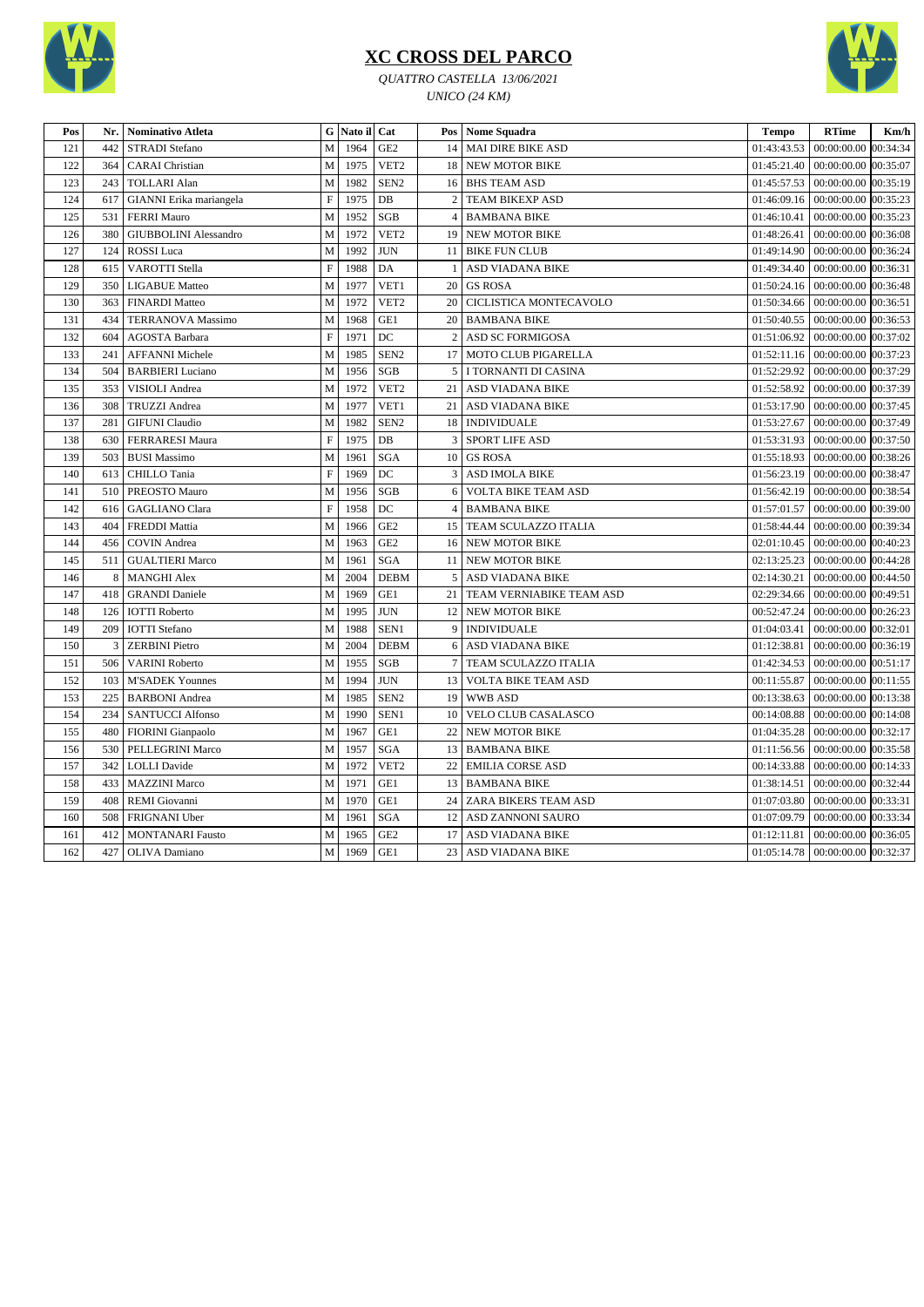# XC CROSS DEL PARCO

*QUATTRO CASTELLA 13/06/2021*

*UNICO (24 KM)*

| Pos | Nr. | Nominativo Atleta | G | Nato il | Cat | Pos | Nome Squadra | Tempo | RTime | Km/h |
|---|---|---|---|---|---|---|---|---|---|---|
| 121 | 442 | STRADI Stefano | M | 1964 | GE2 | 14 | MAI DIRE BIKE ASD | 01:43:43.53 | 00:00:00.00 | 00:34:34 |
| 122 | 364 | CARAI Christian | M | 1975 | VET2 | 18 | NEW MOTOR BIKE | 01:45:21.40 | 00:00:00.00 | 00:35:07 |
| 123 | 243 | TOLLARI Alan | M | 1982 | SEN2 | 16 | BHS TEAM ASD | 01:45:57.53 | 00:00:00.00 | 00:35:19 |
| 124 | 617 | GIANNI Erika mariangela | F | 1975 | DB | 2 | TEAM BIKEXP ASD | 01:46:09.16 | 00:00:00.00 | 00:35:23 |
| 125 | 531 | FERRI Mauro | M | 1952 | SGB | 4 | BAMBANA BIKE | 01:46:10.41 | 00:00:00.00 | 00:35:23 |
| 126 | 380 | GIUBBOLINI Alessandro | M | 1972 | VET2 | 19 | NEW MOTOR BIKE | 01:48:26.41 | 00:00:00.00 | 00:36:08 |
| 127 | 124 | ROSSI Luca | M | 1992 | JUN | 11 | BIKE FUN CLUB | 01:49:14.90 | 00:00:00.00 | 00:36:24 |
| 128 | 615 | VAROTTI Stella | F | 1988 | DA | 1 | ASD VIADANA BIKE | 01:49:34.40 | 00:00:00.00 | 00:36:31 |
| 129 | 350 | LIGABUE Matteo | M | 1977 | VET1 | 20 | GS ROSA | 01:50:24.16 | 00:00:00.00 | 00:36:48 |
| 130 | 363 | FINARDI Matteo | M | 1972 | VET2 | 20 | CICLISTICA MONTECAVOLO | 01:50:34.66 | 00:00:00.00 | 00:36:51 |
| 131 | 434 | TERRANOVA Massimo | M | 1968 | GE1 | 20 | BAMBANA BIKE | 01:50:40.55 | 00:00:00.00 | 00:36:53 |
| 132 | 604 | AGOSTA Barbara | F | 1971 | DC | 2 | ASD SC FORMIGOSA | 01:51:06.92 | 00:00:00.00 | 00:37:02 |
| 133 | 241 | AFFANNI Michele | M | 1985 | SEN2 | 17 | MOTO CLUB PIGARELLA | 01:52:11.16 | 00:00:00.00 | 00:37:23 |
| 134 | 504 | BARBIERI Luciano | M | 1956 | SGB | 5 | I TORNANTI DI CASINA | 01:52:29.92 | 00:00:00.00 | 00:37:29 |
| 135 | 353 | VISIOLI Andrea | M | 1972 | VET2 | 21 | ASD VIADANA BIKE | 01:52:58.92 | 00:00:00.00 | 00:37:39 |
| 136 | 308 | TRUZZI Andrea | M | 1977 | VET1 | 21 | ASD VIADANA BIKE | 01:53:17.90 | 00:00:00.00 | 00:37:45 |
| 137 | 281 | GIFUNI Claudio | M | 1982 | SEN2 | 18 | INDIVIDUALE | 01:53:27.67 | 00:00:00.00 | 00:37:49 |
| 138 | 630 | FERRARESI Maura | F | 1975 | DB | 3 | SPORT LIFE ASD | 01:53:31.93 | 00:00:00.00 | 00:37:50 |
| 139 | 503 | BUSI Massimo | M | 1961 | SGA | 10 | GS ROSA | 01:55:18.93 | 00:00:00.00 | 00:38:26 |
| 140 | 613 | CHILLO Tania | F | 1969 | DC | 3 | ASD IMOLA BIKE | 01:56:23.19 | 00:00:00.00 | 00:38:47 |
| 141 | 510 | PREOSTO Mauro | M | 1956 | SGB | 6 | VOLTA BIKE TEAM ASD | 01:56:42.19 | 00:00:00.00 | 00:38:54 |
| 142 | 616 | GAGLIANO Clara | F | 1958 | DC | 4 | BAMBANA BIKE | 01:57:01.57 | 00:00:00.00 | 00:39:00 |
| 143 | 404 | FREDDI Mattia | M | 1966 | GE2 | 15 | TEAM SCULAZZO ITALIA | 01:58:44.44 | 00:00:00.00 | 00:39:34 |
| 144 | 456 | COVIN Andrea | M | 1963 | GE2 | 16 | NEW MOTOR BIKE | 02:01:10.45 | 00:00:00.00 | 00:40:23 |
| 145 | 511 | GUALTIERI Marco | M | 1961 | SGA | 11 | NEW MOTOR BIKE | 02:13:25.23 | 00:00:00.00 | 00:44:28 |
| 146 | 8 | MANGHI Alex | M | 2004 | DEBM | 5 | ASD VIADANA BIKE | 02:14:30.21 | 00:00:00.00 | 00:44:50 |
| 147 | 418 | GRANDI Daniele | M | 1969 | GE1 | 21 | TEAM VERNIABIKE TEAM ASD | 02:29:34.66 | 00:00:00.00 | 00:49:51 |
| 148 | 126 | IOTTI Roberto | M | 1995 | JUN | 12 | NEW MOTOR BIKE | 00:52:47.24 | 00:00:00.00 | 00:26:23 |
| 149 | 209 | IOTTI Stefano | M | 1988 | SEN1 | 9 | INDIVIDUALE | 01:04:03.41 | 00:00:00.00 | 00:32:01 |
| 150 | 3 | ZERBINI Pietro | M | 2004 | DEBM | 6 | ASD VIADANA BIKE | 01:12:38.81 | 00:00:00.00 | 00:36:19 |
| 151 | 506 | VARINI Roberto | M | 1955 | SGB | 7 | TEAM SCULAZZO ITALIA | 01:42:34.53 | 00:00:00.00 | 00:51:17 |
| 152 | 103 | M'SADEK Younnes | M | 1994 | JUN | 13 | VOLTA BIKE TEAM ASD | 00:11:55.87 | 00:00:00.00 | 00:11:55 |
| 153 | 225 | BARBONI Andrea | M | 1985 | SEN2 | 19 | WWB ASD | 00:13:38.63 | 00:00:00.00 | 00:13:38 |
| 154 | 234 | SANTUCCI Alfonso | M | 1990 | SEN1 | 10 | VELO CLUB CASALASCO | 00:14:08.88 | 00:00:00.00 | 00:14:08 |
| 155 | 480 | FIORINI Gianpaolo | M | 1967 | GE1 | 22 | NEW MOTOR BIKE | 01:04:35.28 | 00:00:00.00 | 00:32:17 |
| 156 | 530 | PELLEGRINI Marco | M | 1957 | SGA | 13 | BAMBANA BIKE | 01:11:56.56 | 00:00:00.00 | 00:35:58 |
| 157 | 342 | LOLLI Davide | M | 1972 | VET2 | 22 | EMILIA CORSE ASD | 00:14:33.88 | 00:00:00.00 | 00:14:33 |
| 158 | 433 | MAZZINI Marco | M | 1971 | GE1 | 13 | BAMBANA BIKE | 01:38:14.51 | 00:00:00.00 | 00:32:44 |
| 159 | 408 | REMI Giovanni | M | 1970 | GE1 | 24 | ZARA BIKERS TEAM ASD | 01:07:03.80 | 00:00:00.00 | 00:33:31 |
| 160 | 508 | FRIGNANI Uber | M | 1961 | SGA | 12 | ASD ZANNONI SAURO | 01:07:09.79 | 00:00:00.00 | 00:33:34 |
| 161 | 412 | MONTANARI Fausto | M | 1965 | GE2 | 17 | ASD VIADANA BIKE | 01:12:11.81 | 00:00:00.00 | 00:36:05 |
| 162 | 427 | OLIVA Damiano | M | 1969 | GE1 | 23 | ASD VIADANA BIKE | 01:05:14.78 | 00:00:00.00 | 00:32:37 |